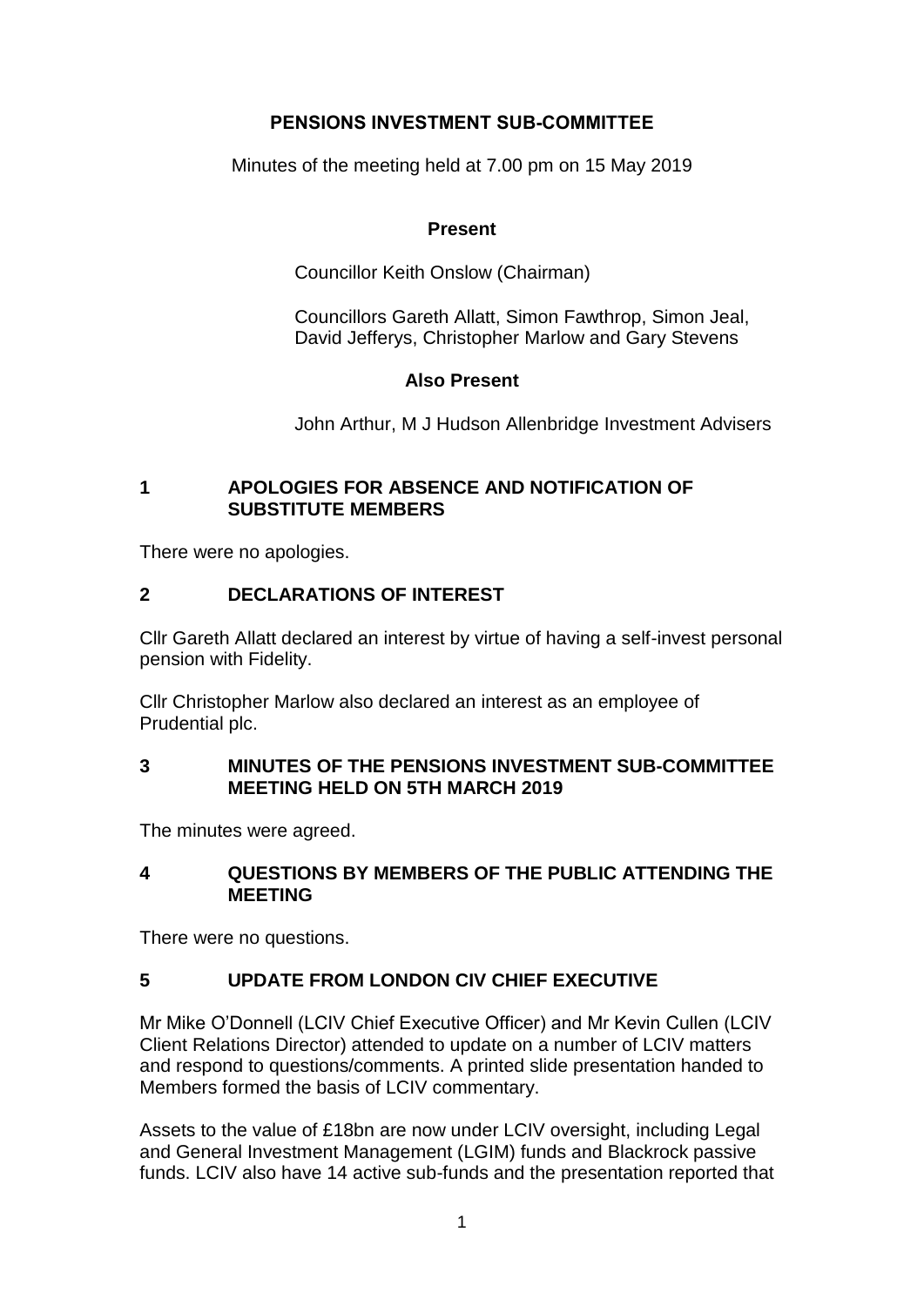# PENSIONS INVESTMENT SUB-COMMITTEE

Minutes of the meeting held at 7.00 pm on 15 May 2019

**Present**

Councillor Keith Onslow (Chairman)

Councillors Gareth Allatt, Simon Fawthrop, Simon Jeal, David Jefferys, Christopher Marlow and Gary Stevens

**Also Present**

John Arthur, M J Hudson Allenbridge Investment Advisers

## 1 APOLOGIES FOR ABSENCE AND NOTIFICATION OF SUBSTITUTE MEMBERS

There were no apologies.

## 2 DECLARATIONS OF INTEREST

Cllr Gareth Allatt declared an interest by virtue of having a self-invest personal pension with Fidelity.

Cllr Christopher Marlow also declared an interest as an employee of Prudential plc.

## 3 MINUTES OF THE PENSIONS INVESTMENT SUB-COMMITTEE MEETING HELD ON 5TH MARCH 2019

The minutes were agreed.

## 4 QUESTIONS BY MEMBERS OF THE PUBLIC ATTENDING THE MEETING

There were no questions.

## 5 UPDATE FROM LONDON CIV CHIEF EXECUTIVE

Mr Mike O'Donnell (LCIV Chief Executive Officer) and Mr Kevin Cullen (LCIV Client Relations Director) attended to update on a number of LCIV matters and respond to questions/comments. A printed slide presentation handed to Members formed the basis of LCIV commentary.

Assets to the value of £18bn are now under LCIV oversight, including Legal and General Investment Management (LGIM) funds and Blackrock passive funds. LCIV also have 14 active sub-funds and the presentation reported that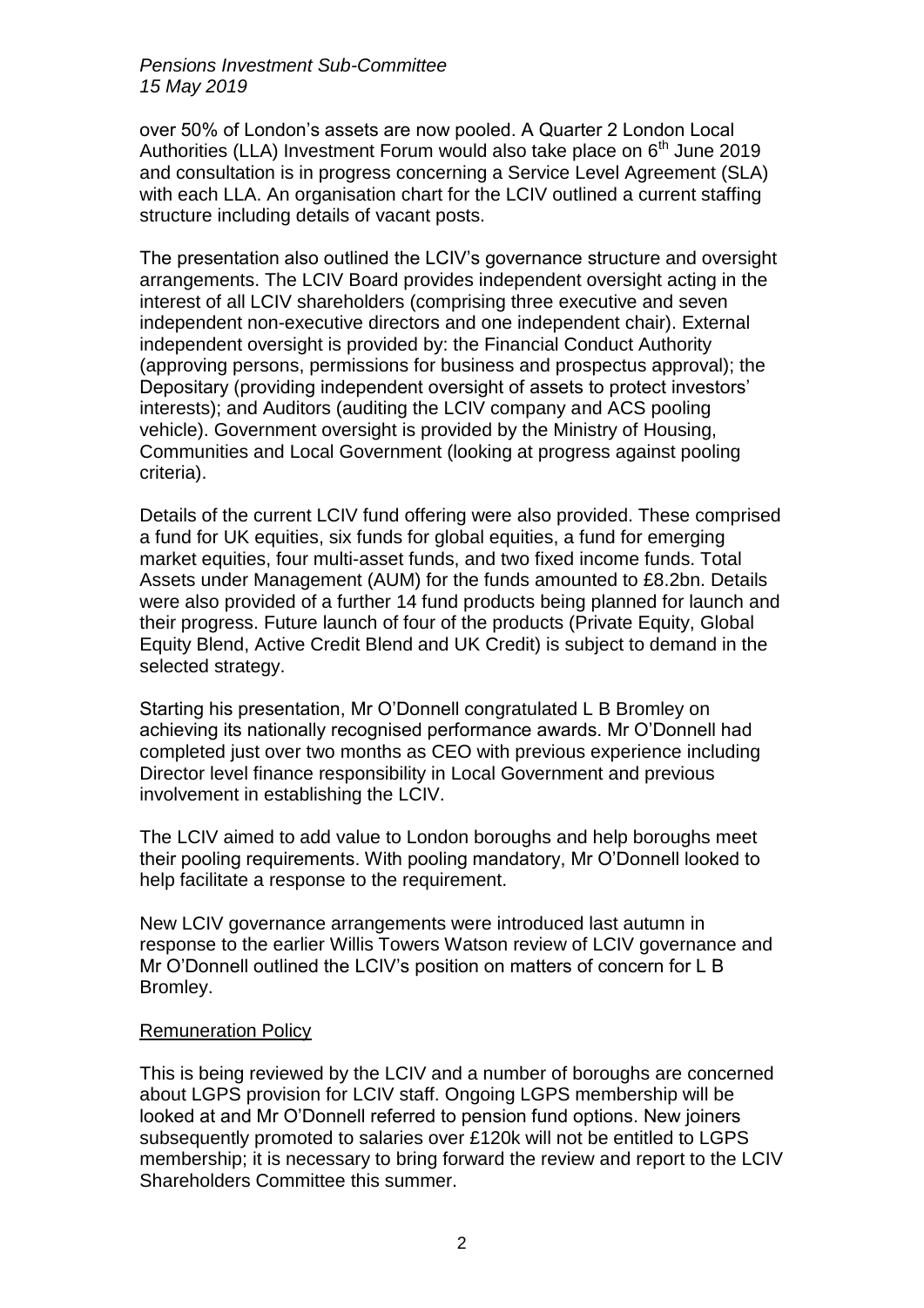over 50% of London's assets are now pooled. A Quarter 2 London Local Authorities (LLA) Investment Forum would also take place on 6th June 2019 and consultation is in progress concerning a Service Level Agreement (SLA) with each LLA. An organisation chart for the LCIV outlined a current staffing structure including details of vacant posts.

The presentation also outlined the LCIV's governance structure and oversight arrangements. The LCIV Board provides independent oversight acting in the interest of all LCIV shareholders (comprising three executive and seven independent non-executive directors and one independent chair). External independent oversight is provided by: the Financial Conduct Authority (approving persons, permissions for business and prospectus approval); the Depositary (providing independent oversight of assets to protect investors' interests); and Auditors (auditing the LCIV company and ACS pooling vehicle). Government oversight is provided by the Ministry of Housing, Communities and Local Government (looking at progress against pooling criteria).

Details of the current LCIV fund offering were also provided. These comprised a fund for UK equities, six funds for global equities, a fund for emerging market equities, four multi-asset funds, and two fixed income funds. Total Assets under Management (AUM) for the funds amounted to £8.2bn. Details were also provided of a further 14 fund products being planned for launch and their progress. Future launch of four of the products (Private Equity, Global Equity Blend, Active Credit Blend and UK Credit) is subject to demand in the selected strategy.

Starting his presentation, Mr O'Donnell congratulated L B Bromley on achieving its nationally recognised performance awards. Mr O'Donnell had completed just over two months as CEO with previous experience including Director level finance responsibility in Local Government and previous involvement in establishing the LCIV.

The LCIV aimed to add value to London boroughs and help boroughs meet their pooling requirements. With pooling mandatory, Mr O'Donnell looked to help facilitate a response to the requirement.

New LCIV governance arrangements were introduced last autumn in response to the earlier Willis Towers Watson review of LCIV governance and Mr O'Donnell outlined the LCIV's position on matters of concern for L B Bromley.

<u>Remuneration Policy</u>

This is being reviewed by the LCIV and a number of boroughs are concerned about LGPS provision for LCIV staff. Ongoing LGPS membership will be looked at and Mr O'Donnell referred to pension fund options. New joiners subsequently promoted to salaries over £120k will not be entitled to LGPS membership; it is necessary to bring forward the review and report to the LCIV Shareholders Committee this summer.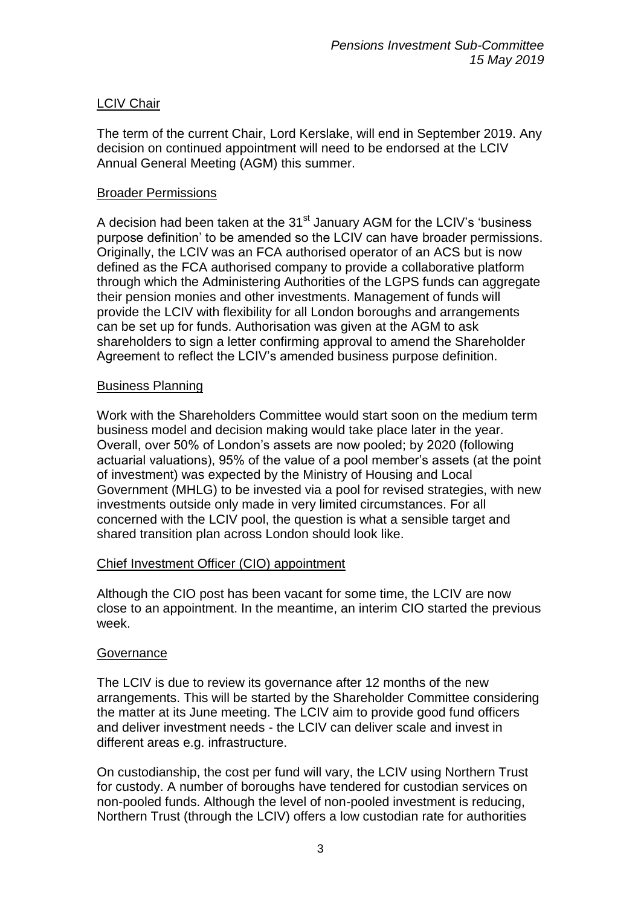## LCIV Chair

The term of the current Chair, Lord Kerslake, will end in September 2019. Any decision on continued appointment will need to be endorsed at the LCIV Annual General Meeting (AGM) this summer.

## Broader Permissions

A decision had been taken at the 31st January AGM for the LCIV's 'business purpose definition' to be amended so the LCIV can have broader permissions. Originally, the LCIV was an FCA authorised operator of an ACS but is now defined as the FCA authorised company to provide a collaborative platform through which the Administering Authorities of the LGPS funds can aggregate their pension monies and other investments. Management of funds will provide the LCIV with flexibility for all London boroughs and arrangements can be set up for funds. Authorisation was given at the AGM to ask shareholders to sign a letter confirming approval to amend the Shareholder Agreement to reflect the LCIV's amended business purpose definition.

## Business Planning

Work with the Shareholders Committee would start soon on the medium term business model and decision making would take place later in the year. Overall, over 50% of London's assets are now pooled; by 2020 (following actuarial valuations), 95% of the value of a pool member's assets (at the point of investment) was expected by the Ministry of Housing and Local Government (MHLG) to be invested via a pool for revised strategies, with new investments outside only made in very limited circumstances. For all concerned with the LCIV pool, the question is what a sensible target and shared transition plan across London should look like.

## Chief Investment Officer (CIO) appointment

Although the CIO post has been vacant for some time, the LCIV are now close to an appointment. In the meantime, an interim CIO started the previous week.

## Governance

The LCIV is due to review its governance after 12 months of the new arrangements. This will be started by the Shareholder Committee considering the matter at its June meeting. The LCIV aim to provide good fund officers and deliver investment needs - the LCIV can deliver scale and invest in different areas e.g. infrastructure.

On custodianship, the cost per fund will vary, the LCIV using Northern Trust for custody. A number of boroughs have tendered for custodian services on non-pooled funds. Although the level of non-pooled investment is reducing, Northern Trust (through the LCIV) offers a low custodian rate for authorities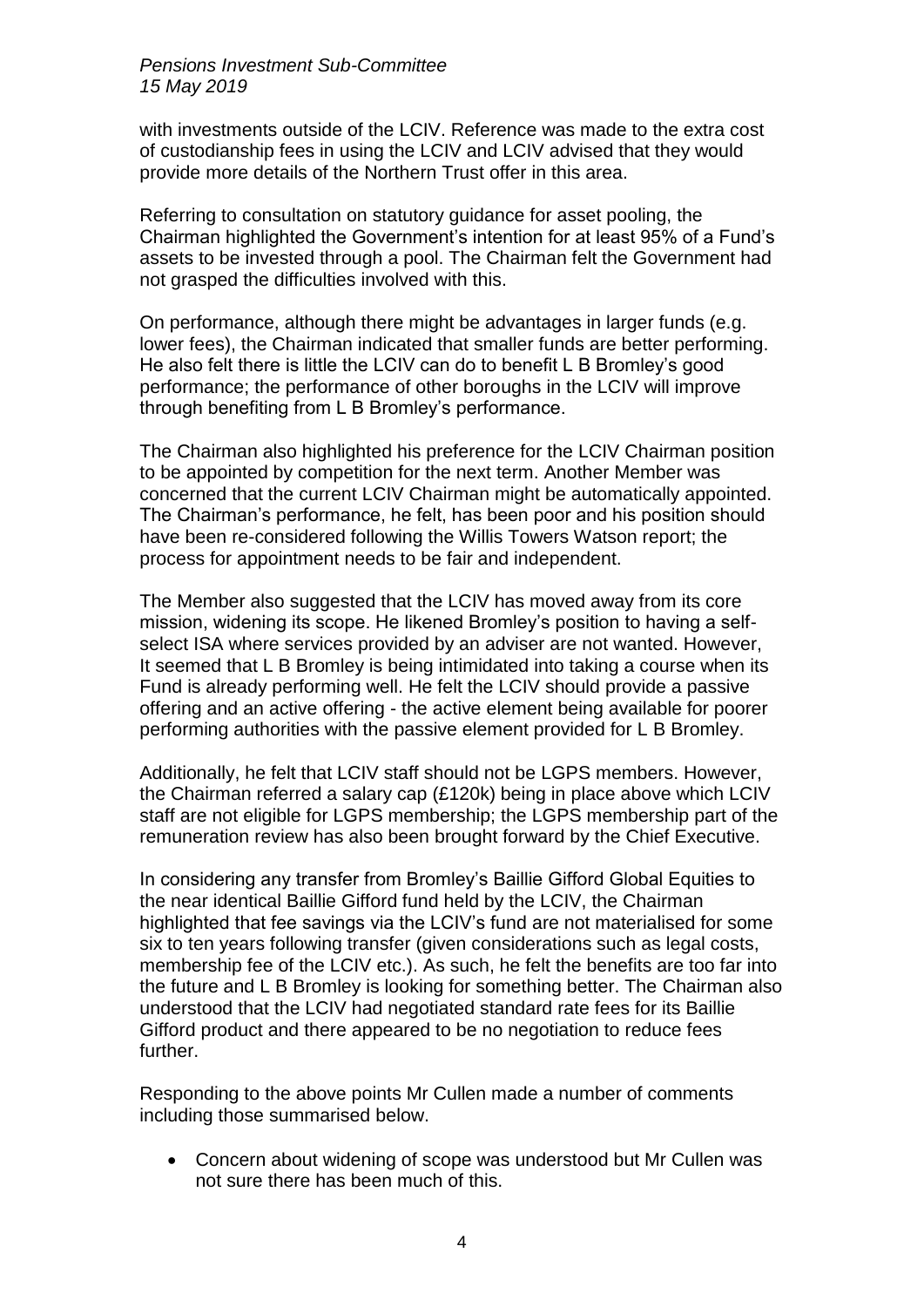with investments outside of the LCIV. Reference was made to the extra cost of custodianship fees in using the LCIV and LCIV advised that they would provide more details of the Northern Trust offer in this area.

Referring to consultation on statutory guidance for asset pooling, the Chairman highlighted the Government's intention for at least 95% of a Fund's assets to be invested through a pool. The Chairman felt the Government had not grasped the difficulties involved with this.

On performance, although there might be advantages in larger funds (e.g. lower fees), the Chairman indicated that smaller funds are better performing. He also felt there is little the LCIV can do to benefit L B Bromley's good performance; the performance of other boroughs in the LCIV will improve through benefiting from L B Bromley's performance.

The Chairman also highlighted his preference for the LCIV Chairman position to be appointed by competition for the next term. Another Member was concerned that the current LCIV Chairman might be automatically appointed. The Chairman's performance, he felt, has been poor and his position should have been re-considered following the Willis Towers Watson report; the process for appointment needs to be fair and independent.

The Member also suggested that the LCIV has moved away from its core mission, widening its scope. He likened Bromley's position to having a self-select ISA where services provided by an adviser are not wanted. However, It seemed that L B Bromley is being intimidated into taking a course when its Fund is already performing well. He felt the LCIV should provide a passive offering and an active offering - the active element being available for poorer performing authorities with the passive element provided for L B Bromley.

Additionally, he felt that LCIV staff should not be LGPS members. However, the Chairman referred a salary cap (£120k) being in place above which LCIV staff are not eligible for LGPS membership; the LGPS membership part of the remuneration review has also been brought forward by the Chief Executive.

In considering any transfer from Bromley's Baillie Gifford Global Equities to the near identical Baillie Gifford fund held by the LCIV, the Chairman highlighted that fee savings via the LCIV's fund are not materialised for some six to ten years following transfer (given considerations such as legal costs, membership fee of the LCIV etc.). As such, he felt the benefits are too far into the future and L B Bromley is looking for something better. The Chairman also understood that the LCIV had negotiated standard rate fees for its Baillie Gifford product and there appeared to be no negotiation to reduce fees further.

Responding to the above points Mr Cullen made a number of comments including those summarised below.

- Concern about widening of scope was understood but Mr Cullen was not sure there has been much of this.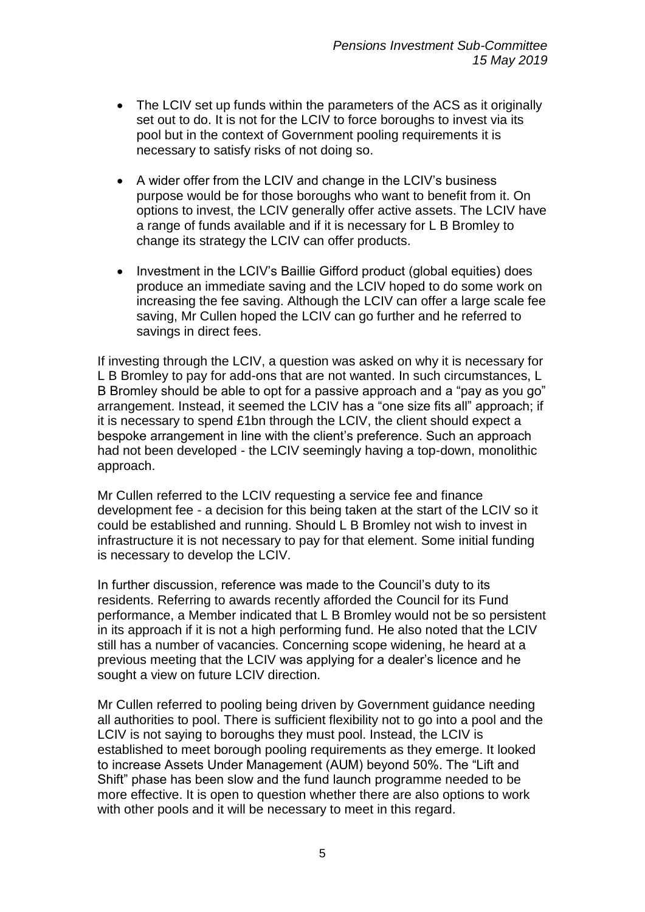- The LCIV set up funds within the parameters of the ACS as it originally set out to do. It is not for the LCIV to force boroughs to invest via its pool but in the context of Government pooling requirements it is necessary to satisfy risks of not doing so.

- A wider offer from the LCIV and change in the LCIV's business purpose would be for those boroughs who want to benefit from it. On options to invest, the LCIV generally offer active assets. The LCIV have a range of funds available and if it is necessary for L B Bromley to change its strategy the LCIV can offer products.

- Investment in the LCIV's Baillie Gifford product (global equities) does produce an immediate saving and the LCIV hoped to do some work on increasing the fee saving. Although the LCIV can offer a large scale fee saving, Mr Cullen hoped the LCIV can go further and he referred to savings in direct fees.

If investing through the LCIV, a question was asked on why it is necessary for L B Bromley to pay for add-ons that are not wanted. In such circumstances, L B Bromley should be able to opt for a passive approach and a "pay as you go" arrangement. Instead, it seemed the LCIV has a "one size fits all" approach; if it is necessary to spend £1bn through the LCIV, the client should expect a bespoke arrangement in line with the client's preference. Such an approach had not been developed - the LCIV seemingly having a top-down, monolithic approach.

Mr Cullen referred to the LCIV requesting a service fee and finance development fee - a decision for this being taken at the start of the LCIV so it could be established and running. Should L B Bromley not wish to invest in infrastructure it is not necessary to pay for that element. Some initial funding is necessary to develop the LCIV.

In further discussion, reference was made to the Council's duty to its residents. Referring to awards recently afforded the Council for its Fund performance, a Member indicated that L B Bromley would not be so persistent in its approach if it is not a high performing fund. He also noted that the LCIV still has a number of vacancies. Concerning scope widening, he heard at a previous meeting that the LCIV was applying for a dealer's licence and he sought a view on future LCIV direction.

Mr Cullen referred to pooling being driven by Government guidance needing all authorities to pool. There is sufficient flexibility not to go into a pool and the LCIV is not saying to boroughs they must pool. Instead, the LCIV is established to meet borough pooling requirements as they emerge. It looked to increase Assets Under Management (AUM) beyond 50%. The "Lift and Shift" phase has been slow and the fund launch programme needed to be more effective. It is open to question whether there are also options to work with other pools and it will be necessary to meet in this regard.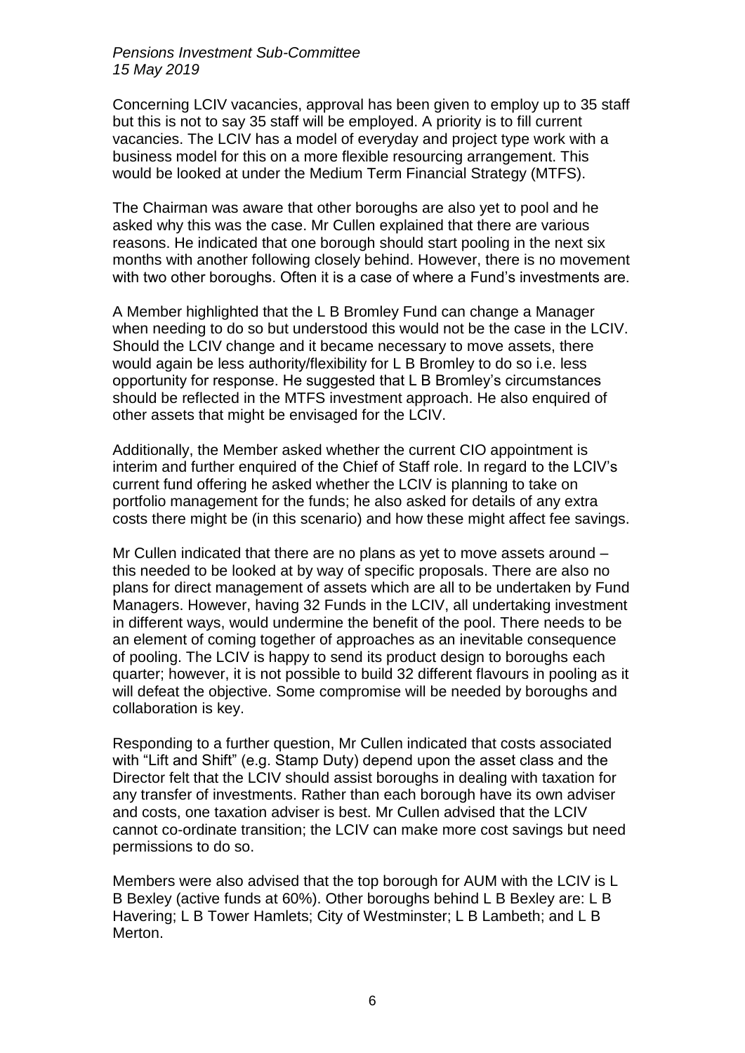Concerning LCIV vacancies, approval has been given to employ up to 35 staff but this is not to say 35 staff will be employed. A priority is to fill current vacancies. The LCIV has a model of everyday and project type work with a business model for this on a more flexible resourcing arrangement. This would be looked at under the Medium Term Financial Strategy (MTFS).

The Chairman was aware that other boroughs are also yet to pool and he asked why this was the case. Mr Cullen explained that there are various reasons. He indicated that one borough should start pooling in the next six months with another following closely behind. However, there is no movement with two other boroughs. Often it is a case of where a Fund's investments are.

A Member highlighted that the L B Bromley Fund can change a Manager when needing to do so but understood this would not be the case in the LCIV. Should the LCIV change and it became necessary to move assets, there would again be less authority/flexibility for L B Bromley to do so i.e. less opportunity for response. He suggested that L B Bromley's circumstances should be reflected in the MTFS investment approach. He also enquired of other assets that might be envisaged for the LCIV.

Additionally, the Member asked whether the current CIO appointment is interim and further enquired of the Chief of Staff role. In regard to the LCIV's current fund offering he asked whether the LCIV is planning to take on portfolio management for the funds; he also asked for details of any extra costs there might be (in this scenario) and how these might affect fee savings.

Mr Cullen indicated that there are no plans as yet to move assets around – this needed to be looked at by way of specific proposals. There are also no plans for direct management of assets which are all to be undertaken by Fund Managers. However, having 32 Funds in the LCIV, all undertaking investment in different ways, would undermine the benefit of the pool. There needs to be an element of coming together of approaches as an inevitable consequence of pooling. The LCIV is happy to send its product design to boroughs each quarter; however, it is not possible to build 32 different flavours in pooling as it will defeat the objective. Some compromise will be needed by boroughs and collaboration is key.

Responding to a further question, Mr Cullen indicated that costs associated with "Lift and Shift" (e.g. Stamp Duty) depend upon the asset class and the Director felt that the LCIV should assist boroughs in dealing with taxation for any transfer of investments. Rather than each borough have its own adviser and costs, one taxation adviser is best. Mr Cullen advised that the LCIV cannot co-ordinate transition; the LCIV can make more cost savings but need permissions to do so.

Members were also advised that the top borough for AUM with the LCIV is L B Bexley (active funds at 60%). Other boroughs behind L B Bexley are: L B Havering; L B Tower Hamlets; City of Westminster; L B Lambeth; and L B Merton.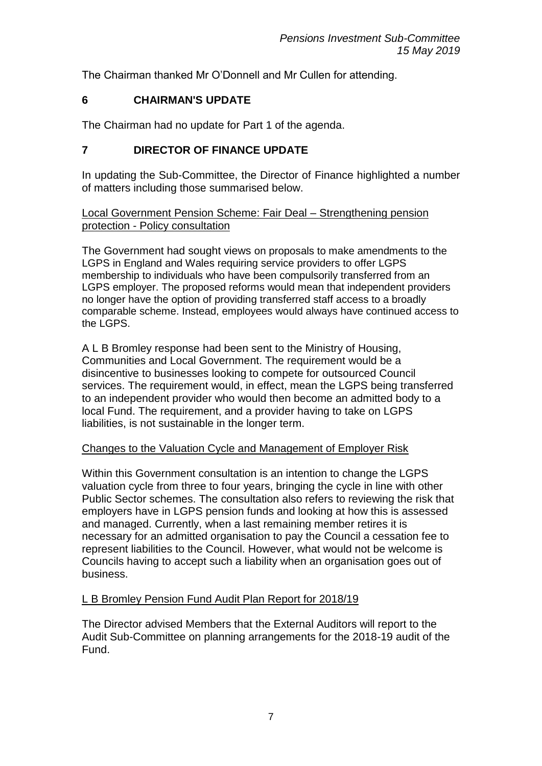The Chairman thanked Mr O'Donnell and Mr Cullen for attending.

## 6 CHAIRMAN'S UPDATE

The Chairman had no update for Part 1 of the agenda.

## 7 DIRECTOR OF FINANCE UPDATE

In updating the Sub-Committee, the Director of Finance highlighted a number of matters including those summarised below.

Local Government Pension Scheme: Fair Deal – Strengthening pension protection - Policy consultation

The Government had sought views on proposals to make amendments to the LGPS in England and Wales requiring service providers to offer LGPS membership to individuals who have been compulsorily transferred from an LGPS employer. The proposed reforms would mean that independent providers no longer have the option of providing transferred staff access to a broadly comparable scheme. Instead, employees would always have continued access to the LGPS.

A L B Bromley response had been sent to the Ministry of Housing, Communities and Local Government. The requirement would be a disincentive to businesses looking to compete for outsourced Council services. The requirement would, in effect, mean the LGPS being transferred to an independent provider who would then become an admitted body to a local Fund. The requirement, and a provider having to take on LGPS liabilities, is not sustainable in the longer term.

Changes to the Valuation Cycle and Management of Employer Risk

Within this Government consultation is an intention to change the LGPS valuation cycle from three to four years, bringing the cycle in line with other Public Sector schemes. The consultation also refers to reviewing the risk that employers have in LGPS pension funds and looking at how this is assessed and managed. Currently, when a last remaining member retires it is necessary for an admitted organisation to pay the Council a cessation fee to represent liabilities to the Council. However, what would not be welcome is Councils having to accept such a liability when an organisation goes out of business.

L B Bromley Pension Fund Audit Plan Report for 2018/19

The Director advised Members that the External Auditors will report to the Audit Sub-Committee on planning arrangements for the 2018-19 audit of the Fund.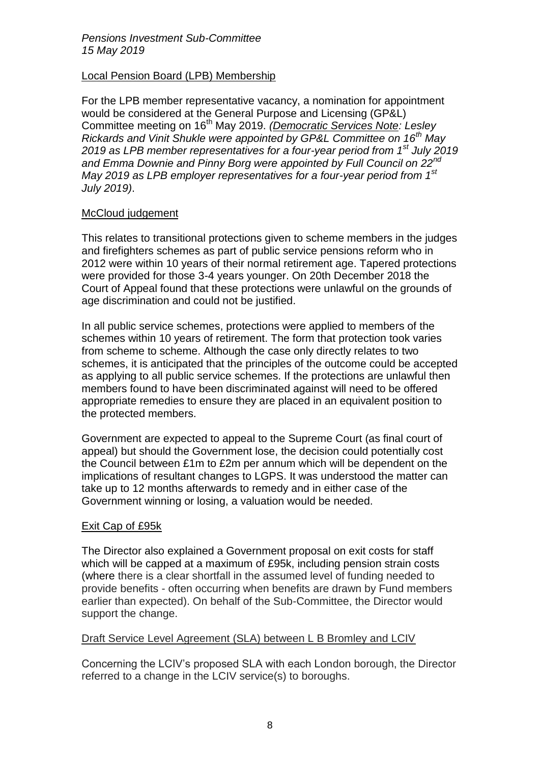## Local Pension Board (LPB) Membership

For the LPB member representative vacancy, a nomination for appointment would be considered at the General Purpose and Licensing (GP&L) Committee meeting on 16th May 2019. *(Democratic Services Note: Lesley Rickards and Vinit Shukle were appointed by GP&L Committee on 16th May 2019 as LPB member representatives for a four-year period from 1st July 2019 and Emma Downie and Pinny Borg were appointed by Full Council on 22nd May 2019 as LPB employer representatives for a four-year period from 1st July 2019)*.

## McCloud judgement

This relates to transitional protections given to scheme members in the judges and firefighters schemes as part of public service pensions reform who in 2012 were within 10 years of their normal retirement age. Tapered protections were provided for those 3-4 years younger. On 20th December 2018 the Court of Appeal found that these protections were unlawful on the grounds of age discrimination and could not be justified.

In all public service schemes, protections were applied to members of the schemes within 10 years of retirement. The form that protection took varies from scheme to scheme. Although the case only directly relates to two schemes, it is anticipated that the principles of the outcome could be accepted as applying to all public service schemes. If the protections are unlawful then members found to have been discriminated against will need to be offered appropriate remedies to ensure they are placed in an equivalent position to the protected members.

Government are expected to appeal to the Supreme Court (as final court of appeal) but should the Government lose, the decision could potentially cost the Council between £1m to £2m per annum which will be dependent on the implications of resultant changes to LGPS. It was understood the matter can take up to 12 months afterwards to remedy and in either case of the Government winning or losing, a valuation would be needed.

## Exit Cap of £95k

The Director also explained a Government proposal on exit costs for staff which will be capped at a maximum of £95k, including pension strain costs (where there is a clear shortfall in the assumed level of funding needed to provide benefits - often occurring when benefits are drawn by Fund members earlier than expected). On behalf of the Sub-Committee, the Director would support the change.

## Draft Service Level Agreement (SLA) between L B Bromley and LCIV

Concerning the LCIV's proposed SLA with each London borough, the Director referred to a change in the LCIV service(s) to boroughs.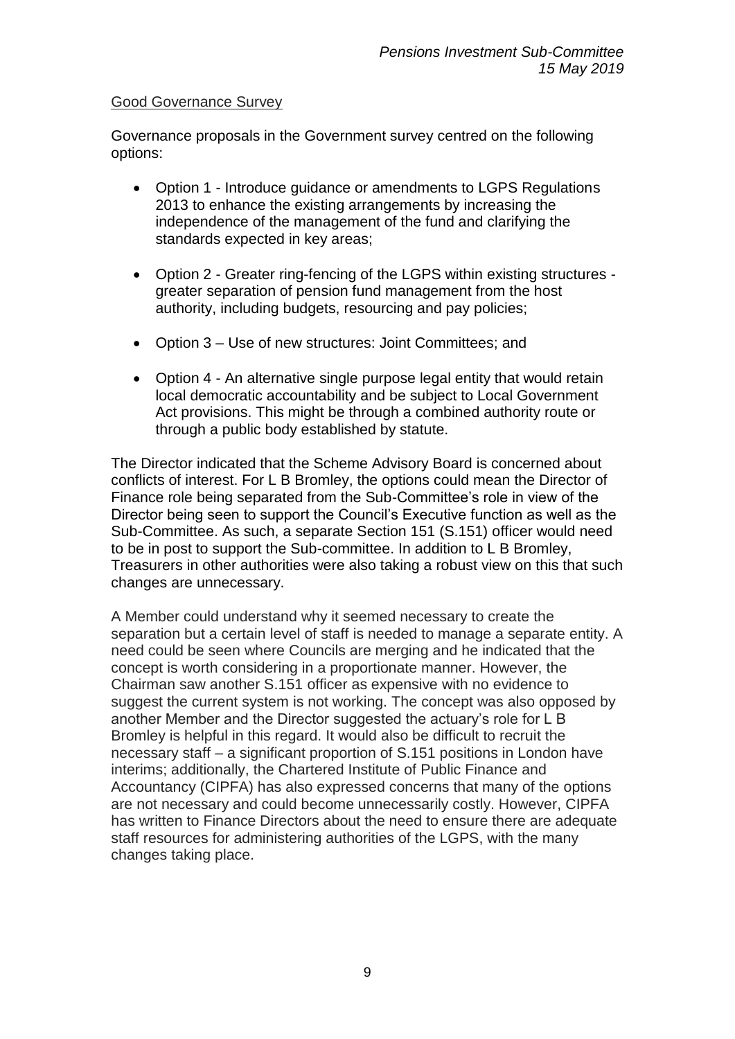Good Governance Survey

Governance proposals in the Government survey centred on the following options:

- Option 1 - Introduce guidance or amendments to LGPS Regulations 2013 to enhance the existing arrangements by increasing the independence of the management of the fund and clarifying the standards expected in key areas;

- Option 2 - Greater ring-fencing of the LGPS within existing structures - greater separation of pension fund management from the host authority, including budgets, resourcing and pay policies;

- Option 3 – Use of new structures: Joint Committees; and

- Option 4 - An alternative single purpose legal entity that would retain local democratic accountability and be subject to Local Government Act provisions. This might be through a combined authority route or through a public body established by statute.

The Director indicated that the Scheme Advisory Board is concerned about conflicts of interest. For L B Bromley, the options could mean the Director of Finance role being separated from the Sub-Committee's role in view of the Director being seen to support the Council's Executive function as well as the Sub-Committee. As such, a separate Section 151 (S.151) officer would need to be in post to support the Sub-committee. In addition to L B Bromley, Treasurers in other authorities were also taking a robust view on this that such changes are unnecessary.

A Member could understand why it seemed necessary to create the separation but a certain level of staff is needed to manage a separate entity. A need could be seen where Councils are merging and he indicated that the concept is worth considering in a proportionate manner. However, the Chairman saw another S.151 officer as expensive with no evidence to suggest the current system is not working. The concept was also opposed by another Member and the Director suggested the actuary's role for L B Bromley is helpful in this regard. It would also be difficult to recruit the necessary staff – a significant proportion of S.151 positions in London have interims; additionally, the Chartered Institute of Public Finance and Accountancy (CIPFA) has also expressed concerns that many of the options are not necessary and could become unnecessarily costly. However, CIPFA has written to Finance Directors about the need to ensure there are adequate staff resources for administering authorities of the LGPS, with the many changes taking place.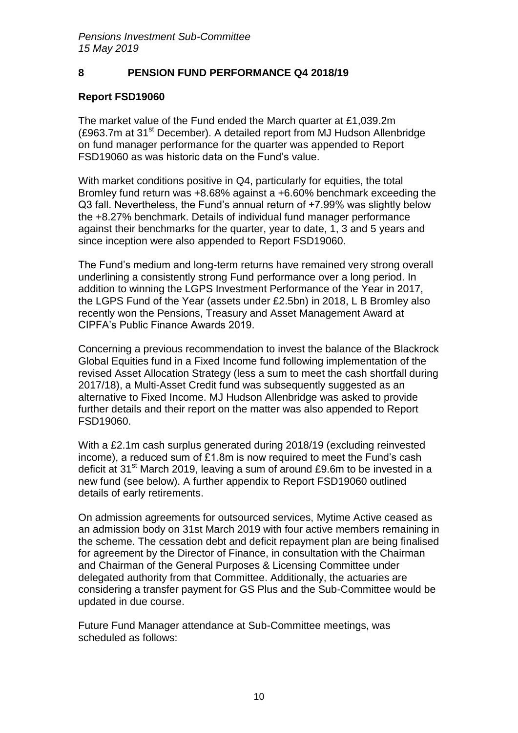## 8 PENSION FUND PERFORMANCE Q4 2018/19

**Report FSD19060**

The market value of the Fund ended the March quarter at £1,039.2m (£963.7m at 31st December). A detailed report from MJ Hudson Allenbridge on fund manager performance for the quarter was appended to Report FSD19060 as was historic data on the Fund's value.

With market conditions positive in Q4, particularly for equities, the total Bromley fund return was +8.68% against a +6.60% benchmark exceeding the Q3 fall. Nevertheless, the Fund's annual return of +7.99% was slightly below the +8.27% benchmark. Details of individual fund manager performance against their benchmarks for the quarter, year to date, 1, 3 and 5 years and since inception were also appended to Report FSD19060.

The Fund's medium and long-term returns have remained very strong overall underlining a consistently strong Fund performance over a long period. In addition to winning the LGPS Investment Performance of the Year in 2017, the LGPS Fund of the Year (assets under £2.5bn) in 2018, L B Bromley also recently won the Pensions, Treasury and Asset Management Award at CIPFA's Public Finance Awards 2019.

Concerning a previous recommendation to invest the balance of the Blackrock Global Equities fund in a Fixed Income fund following implementation of the revised Asset Allocation Strategy (less a sum to meet the cash shortfall during 2017/18), a Multi-Asset Credit fund was subsequently suggested as an alternative to Fixed Income. MJ Hudson Allenbridge was asked to provide further details and their report on the matter was also appended to Report FSD19060.

With a £2.1m cash surplus generated during 2018/19 (excluding reinvested income), a reduced sum of £1.8m is now required to meet the Fund's cash deficit at 31st March 2019, leaving a sum of around £9.6m to be invested in a new fund (see below). A further appendix to Report FSD19060 outlined details of early retirements.

On admission agreements for outsourced services, Mytime Active ceased as an admission body on 31st March 2019 with four active members remaining in the scheme. The cessation debt and deficit repayment plan are being finalised for agreement by the Director of Finance, in consultation with the Chairman and Chairman of the General Purposes & Licensing Committee under delegated authority from that Committee. Additionally, the actuaries are considering a transfer payment for GS Plus and the Sub-Committee would be updated in due course.

Future Fund Manager attendance at Sub-Committee meetings, was scheduled as follows: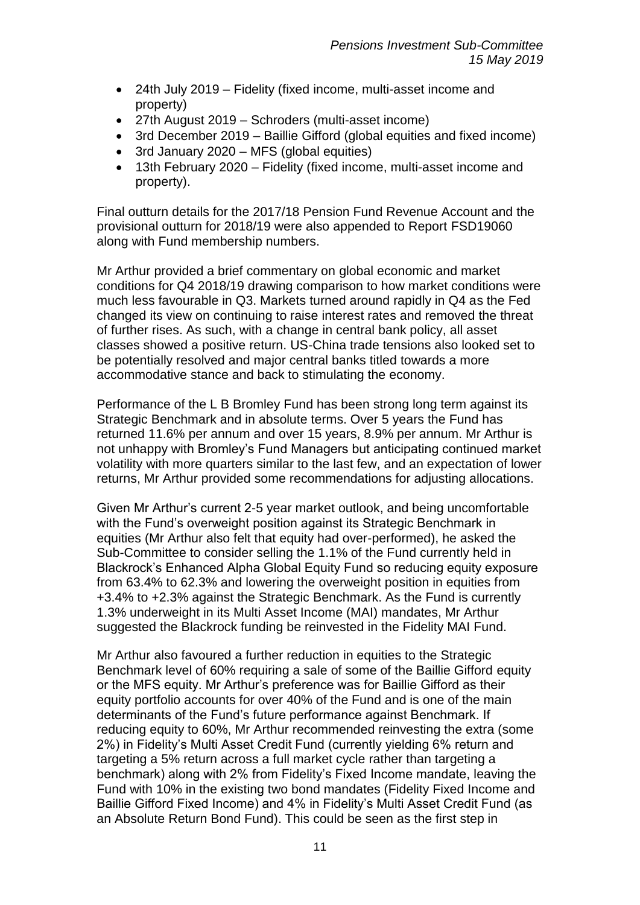- 24th July 2019 – Fidelity (fixed income, multi-asset income and property)
- 27th August 2019 – Schroders (multi-asset income)
- 3rd December 2019 – Baillie Gifford (global equities and fixed income)
- 3rd January 2020 – MFS (global equities)
- 13th February 2020 – Fidelity (fixed income, multi-asset income and property).

Final outturn details for the 2017/18 Pension Fund Revenue Account and the provisional outturn for 2018/19 were also appended to Report FSD19060 along with Fund membership numbers.

Mr Arthur provided a brief commentary on global economic and market conditions for Q4 2018/19 drawing comparison to how market conditions were much less favourable in Q3. Markets turned around rapidly in Q4 as the Fed changed its view on continuing to raise interest rates and removed the threat of further rises. As such, with a change in central bank policy, all asset classes showed a positive return. US-China trade tensions also looked set to be potentially resolved and major central banks titled towards a more accommodative stance and back to stimulating the economy.

Performance of the L B Bromley Fund has been strong long term against its Strategic Benchmark and in absolute terms. Over 5 years the Fund has returned 11.6% per annum and over 15 years, 8.9% per annum. Mr Arthur is not unhappy with Bromley's Fund Managers but anticipating continued market volatility with more quarters similar to the last few, and an expectation of lower returns, Mr Arthur provided some recommendations for adjusting allocations.

Given Mr Arthur's current 2-5 year market outlook, and being uncomfortable with the Fund's overweight position against its Strategic Benchmark in equities (Mr Arthur also felt that equity had over-performed), he asked the Sub-Committee to consider selling the 1.1% of the Fund currently held in Blackrock's Enhanced Alpha Global Equity Fund so reducing equity exposure from 63.4% to 62.3% and lowering the overweight position in equities from +3.4% to +2.3% against the Strategic Benchmark. As the Fund is currently 1.3% underweight in its Multi Asset Income (MAI) mandates, Mr Arthur suggested the Blackrock funding be reinvested in the Fidelity MAI Fund.

Mr Arthur also favoured a further reduction in equities to the Strategic Benchmark level of 60% requiring a sale of some of the Baillie Gifford equity or the MFS equity. Mr Arthur's preference was for Baillie Gifford as their equity portfolio accounts for over 40% of the Fund and is one of the main determinants of the Fund's future performance against Benchmark. If reducing equity to 60%, Mr Arthur recommended reinvesting the extra (some 2%) in Fidelity's Multi Asset Credit Fund (currently yielding 6% return and targeting a 5% return across a full market cycle rather than targeting a benchmark) along with 2% from Fidelity's Fixed Income mandate, leaving the Fund with 10% in the existing two bond mandates (Fidelity Fixed Income and Baillie Gifford Fixed Income) and 4% in Fidelity's Multi Asset Credit Fund (as an Absolute Return Bond Fund). This could be seen as the first step in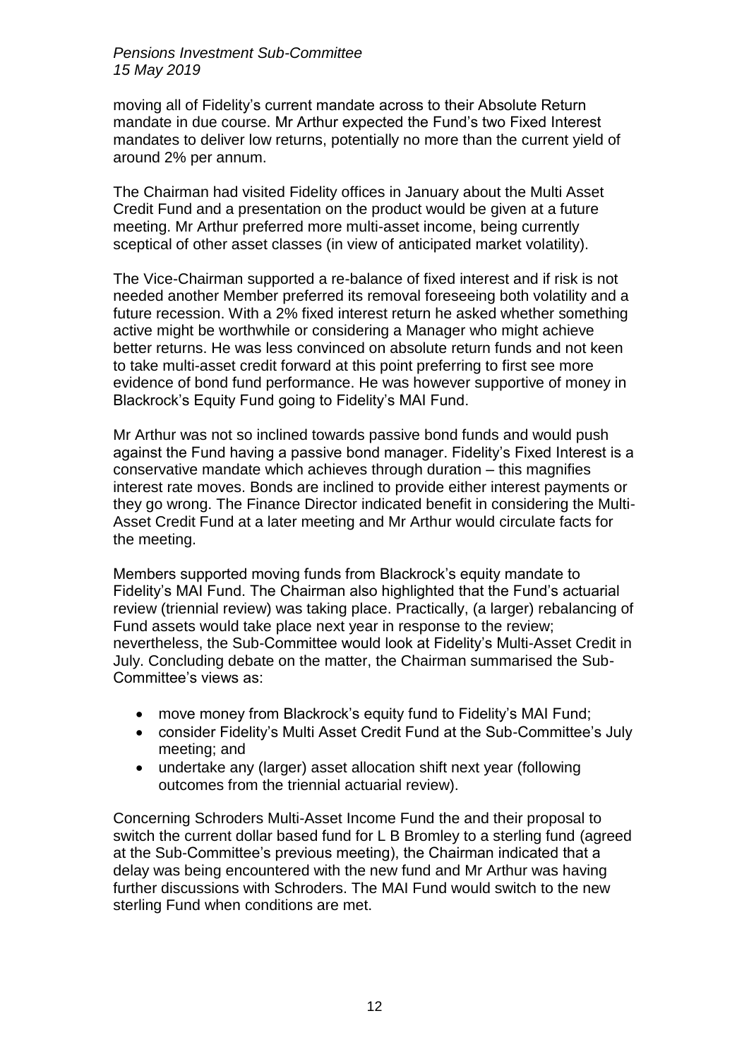moving all of Fidelity's current mandate across to their Absolute Return mandate in due course. Mr Arthur expected the Fund's two Fixed Interest mandates to deliver low returns, potentially no more than the current yield of around 2% per annum.

The Chairman had visited Fidelity offices in January about the Multi Asset Credit Fund and a presentation on the product would be given at a future meeting. Mr Arthur preferred more multi-asset income, being currently sceptical of other asset classes (in view of anticipated market volatility).

The Vice-Chairman supported a re-balance of fixed interest and if risk is not needed another Member preferred its removal foreseeing both volatility and a future recession. With a 2% fixed interest return he asked whether something active might be worthwhile or considering a Manager who might achieve better returns. He was less convinced on absolute return funds and not keen to take multi-asset credit forward at this point preferring to first see more evidence of bond fund performance. He was however supportive of money in Blackrock's Equity Fund going to Fidelity's MAI Fund.

Mr Arthur was not so inclined towards passive bond funds and would push against the Fund having a passive bond manager. Fidelity's Fixed Interest is a conservative mandate which achieves through duration – this magnifies interest rate moves. Bonds are inclined to provide either interest payments or they go wrong. The Finance Director indicated benefit in considering the Multi-Asset Credit Fund at a later meeting and Mr Arthur would circulate facts for the meeting.

Members supported moving funds from Blackrock's equity mandate to Fidelity's MAI Fund. The Chairman also highlighted that the Fund's actuarial review (triennial review) was taking place. Practically, (a larger) rebalancing of Fund assets would take place next year in response to the review; nevertheless, the Sub-Committee would look at Fidelity's Multi-Asset Credit in July. Concluding debate on the matter, the Chairman summarised the Sub-Committee's views as:

- move money from Blackrock's equity fund to Fidelity's MAI Fund;
- consider Fidelity's Multi Asset Credit Fund at the Sub-Committee's July meeting; and
- undertake any (larger) asset allocation shift next year (following outcomes from the triennial actuarial review).

Concerning Schroders Multi-Asset Income Fund the and their proposal to switch the current dollar based fund for L B Bromley to a sterling fund (agreed at the Sub-Committee's previous meeting), the Chairman indicated that a delay was being encountered with the new fund and Mr Arthur was having further discussions with Schroders. The MAI Fund would switch to the new sterling Fund when conditions are met.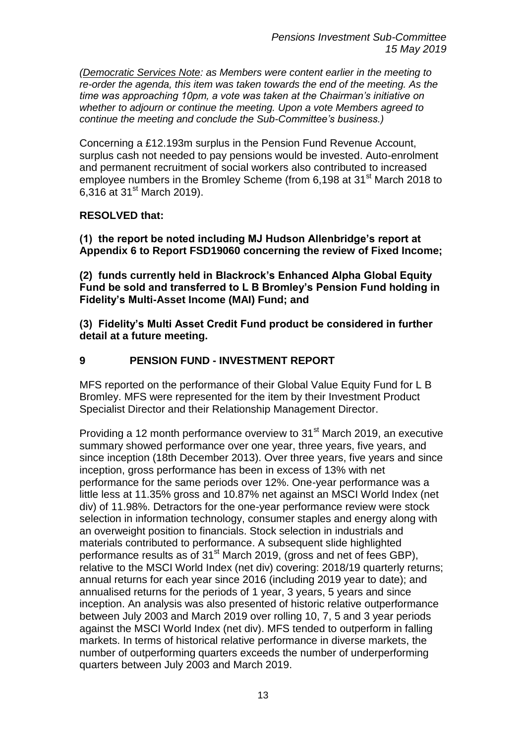*(<u>Democratic Services Note</u>: as Members were content earlier in the meeting to re-order the agenda, this item was taken towards the end of the meeting. As the time was approaching 10pm, a vote was taken at the Chairman's initiative on whether to adjourn or continue the meeting. Upon a vote Members agreed to continue the meeting and conclude the Sub-Committee's business.)*

Concerning a £12.193m surplus in the Pension Fund Revenue Account, surplus cash not needed to pay pensions would be invested. Auto-enrolment and permanent recruitment of social workers also contributed to increased employee numbers in the Bromley Scheme (from 6,198 at 31st March 2018 to 6,316 at 31st March 2019).

**RESOLVED that:**

**(1) the report be noted including MJ Hudson Allenbridge's report at Appendix 6 to Report FSD19060 concerning the review of Fixed Income;**

**(2) funds currently held in Blackrock's Enhanced Alpha Global Equity Fund be sold and transferred to L B Bromley's Pension Fund holding in Fidelity's Multi-Asset Income (MAI) Fund; and**

**(3) Fidelity's Multi Asset Credit Fund product be considered in further detail at a future meeting.**

## 9 PENSION FUND - INVESTMENT REPORT

MFS reported on the performance of their Global Value Equity Fund for L B Bromley. MFS were represented for the item by their Investment Product Specialist Director and their Relationship Management Director.

Providing a 12 month performance overview to 31st March 2019, an executive summary showed performance over one year, three years, five years, and since inception (18th December 2013). Over three years, five years and since inception, gross performance has been in excess of 13% with net performance for the same periods over 12%. One-year performance was a little less at 11.35% gross and 10.87% net against an MSCI World Index (net div) of 11.98%. Detractors for the one-year performance review were stock selection in information technology, consumer staples and energy along with an overweight position to financials. Stock selection in industrials and materials contributed to performance. A subsequent slide highlighted performance results as of 31st March 2019, (gross and net of fees GBP), relative to the MSCI World Index (net div) covering: 2018/19 quarterly returns; annual returns for each year since 2016 (including 2019 year to date); and annualised returns for the periods of 1 year, 3 years, 5 years and since inception. An analysis was also presented of historic relative outperformance between July 2003 and March 2019 over rolling 10, 7, 5 and 3 year periods against the MSCI World Index (net div). MFS tended to outperform in falling markets. In terms of historical relative performance in diverse markets, the number of outperforming quarters exceeds the number of underperforming quarters between July 2003 and March 2019.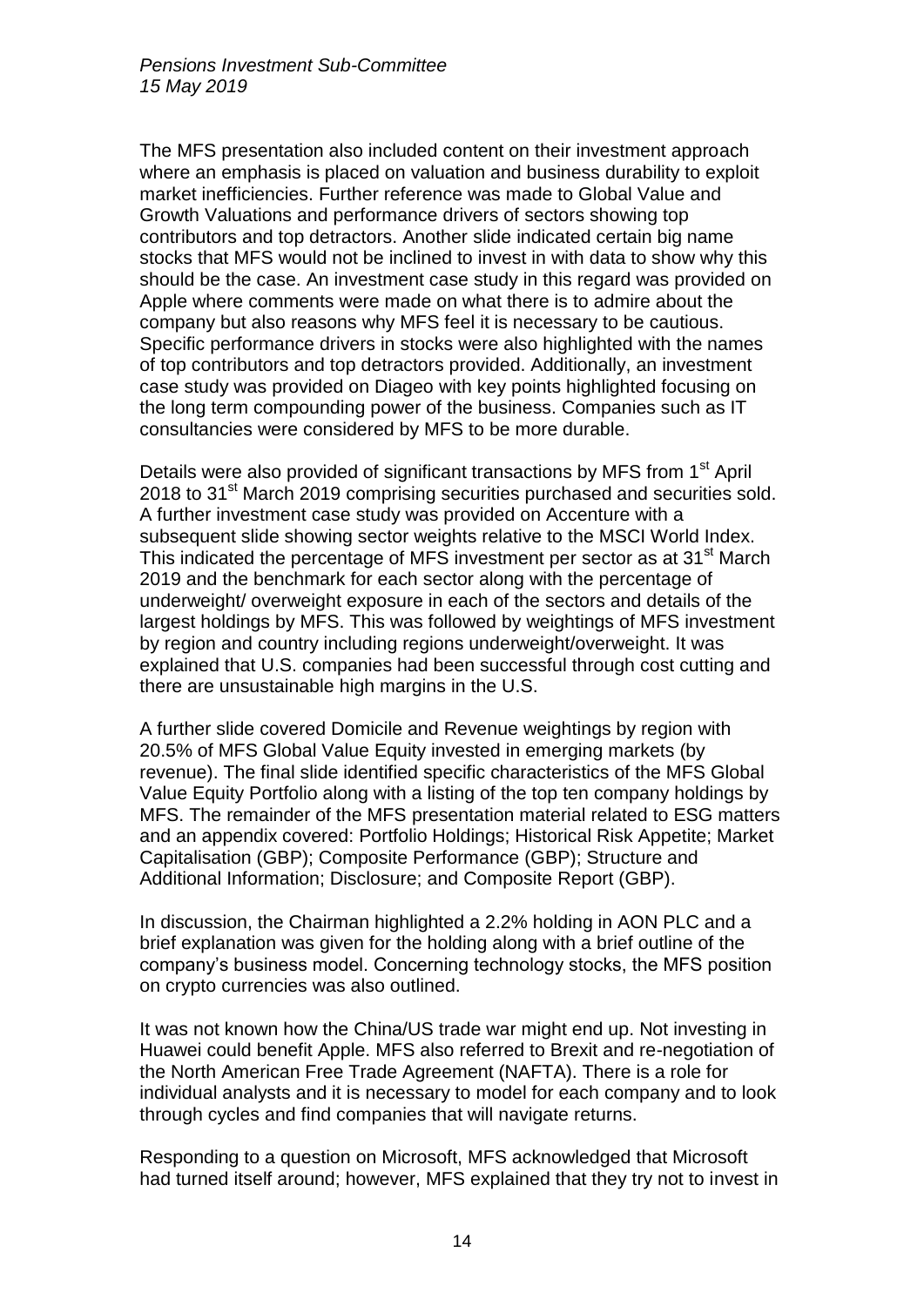The MFS presentation also included content on their investment approach where an emphasis is placed on valuation and business durability to exploit market inefficiencies. Further reference was made to Global Value and Growth Valuations and performance drivers of sectors showing top contributors and top detractors. Another slide indicated certain big name stocks that MFS would not be inclined to invest in with data to show why this should be the case. An investment case study in this regard was provided on Apple where comments were made on what there is to admire about the company but also reasons why MFS feel it is necessary to be cautious. Specific performance drivers in stocks were also highlighted with the names of top contributors and top detractors provided. Additionally, an investment case study was provided on Diageo with key points highlighted focusing on the long term compounding power of the business. Companies such as IT consultancies were considered by MFS to be more durable.

Details were also provided of significant transactions by MFS from 1st April 2018 to 31st March 2019 comprising securities purchased and securities sold. A further investment case study was provided on Accenture with a subsequent slide showing sector weights relative to the MSCI World Index. This indicated the percentage of MFS investment per sector as at 31st March 2019 and the benchmark for each sector along with the percentage of underweight/ overweight exposure in each of the sectors and details of the largest holdings by MFS. This was followed by weightings of MFS investment by region and country including regions underweight/overweight. It was explained that U.S. companies had been successful through cost cutting and there are unsustainable high margins in the U.S.

A further slide covered Domicile and Revenue weightings by region with 20.5% of MFS Global Value Equity invested in emerging markets (by revenue). The final slide identified specific characteristics of the MFS Global Value Equity Portfolio along with a listing of the top ten company holdings by MFS. The remainder of the MFS presentation material related to ESG matters and an appendix covered: Portfolio Holdings; Historical Risk Appetite; Market Capitalisation (GBP); Composite Performance (GBP); Structure and Additional Information; Disclosure; and Composite Report (GBP).

In discussion, the Chairman highlighted a 2.2% holding in AON PLC and a brief explanation was given for the holding along with a brief outline of the company's business model. Concerning technology stocks, the MFS position on crypto currencies was also outlined.

It was not known how the China/US trade war might end up. Not investing in Huawei could benefit Apple. MFS also referred to Brexit and re-negotiation of the North American Free Trade Agreement (NAFTA). There is a role for individual analysts and it is necessary to model for each company and to look through cycles and find companies that will navigate returns.

Responding to a question on Microsoft, MFS acknowledged that Microsoft had turned itself around; however, MFS explained that they try not to invest in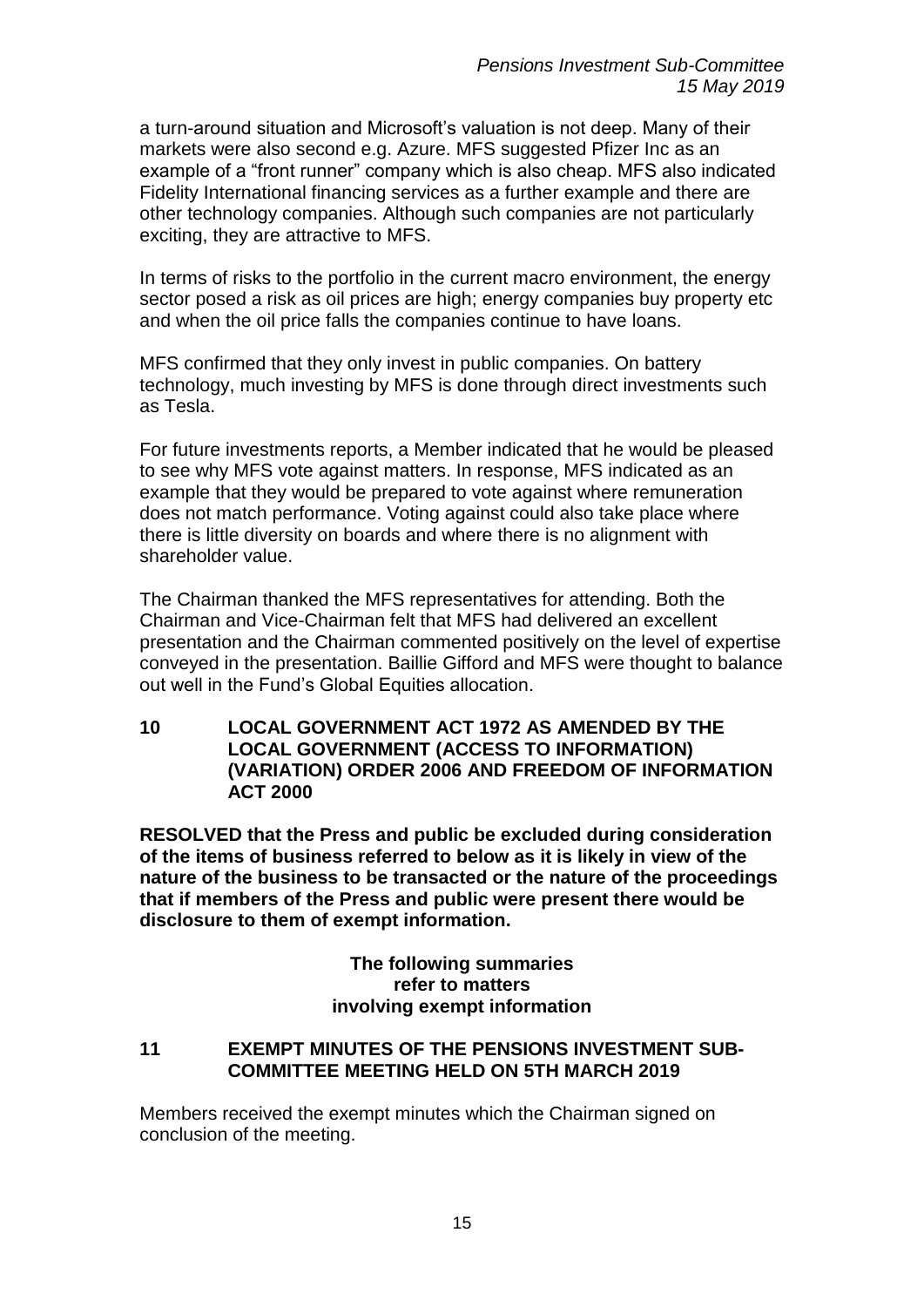a turn-around situation and Microsoft's valuation is not deep. Many of their markets were also second e.g. Azure. MFS suggested Pfizer Inc as an example of a "front runner" company which is also cheap. MFS also indicated Fidelity International financing services as a further example and there are other technology companies. Although such companies are not particularly exciting, they are attractive to MFS.

In terms of risks to the portfolio in the current macro environment, the energy sector posed a risk as oil prices are high; energy companies buy property etc and when the oil price falls the companies continue to have loans.

MFS confirmed that they only invest in public companies. On battery technology, much investing by MFS is done through direct investments such as Tesla.

For future investments reports, a Member indicated that he would be pleased to see why MFS vote against matters. In response, MFS indicated as an example that they would be prepared to vote against where remuneration does not match performance. Voting against could also take place where there is little diversity on boards and where there is no alignment with shareholder value.

The Chairman thanked the MFS representatives for attending. Both the Chairman and Vice-Chairman felt that MFS had delivered an excellent presentation and the Chairman commented positively on the level of expertise conveyed in the presentation. Baillie Gifford and MFS were thought to balance out well in the Fund's Global Equities allocation.

## 10 LOCAL GOVERNMENT ACT 1972 AS AMENDED BY THE LOCAL GOVERNMENT (ACCESS TO INFORMATION) (VARIATION) ORDER 2006 AND FREEDOM OF INFORMATION ACT 2000

**RESOLVED that the Press and public be excluded during consideration of the items of business referred to below as it is likely in view of the nature of the business to be transacted or the nature of the proceedings that if members of the Press and public were present there would be disclosure to them of exempt information.**

**The following summaries refer to matters involving exempt information**

## 11 EXEMPT MINUTES OF THE PENSIONS INVESTMENT SUB-COMMITTEE MEETING HELD ON 5TH MARCH 2019

Members received the exempt minutes which the Chairman signed on conclusion of the meeting.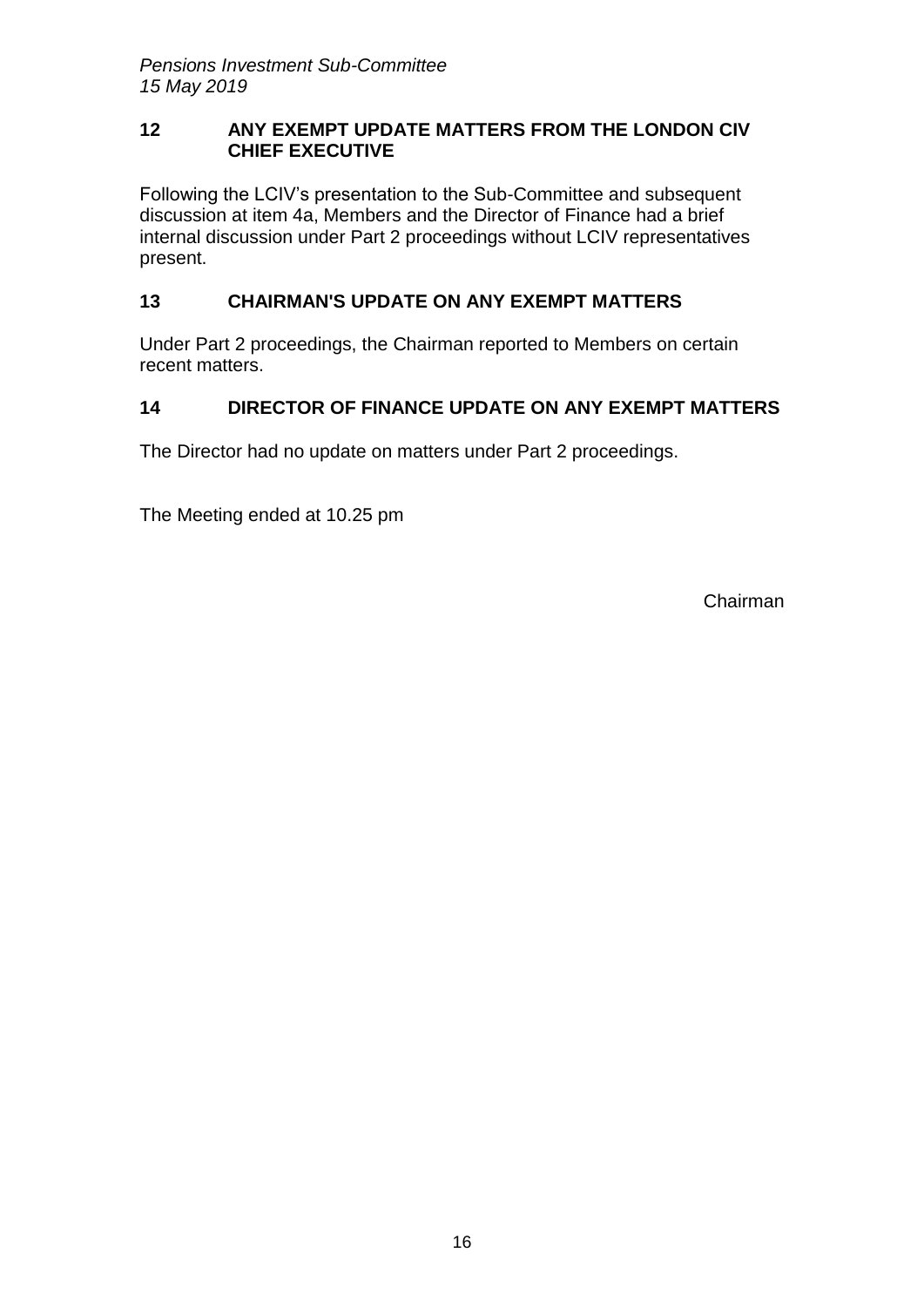## 12 ANY EXEMPT UPDATE MATTERS FROM THE LONDON CIV CHIEF EXECUTIVE

Following the LCIV's presentation to the Sub-Committee and subsequent discussion at item 4a, Members and the Director of Finance had a brief internal discussion under Part 2 proceedings without LCIV representatives present.

## 13 CHAIRMAN'S UPDATE ON ANY EXEMPT MATTERS

Under Part 2 proceedings, the Chairman reported to Members on certain recent matters.

## 14 DIRECTOR OF FINANCE UPDATE ON ANY EXEMPT MATTERS

The Director had no update on matters under Part 2 proceedings.

The Meeting ended at 10.25 pm

Chairman